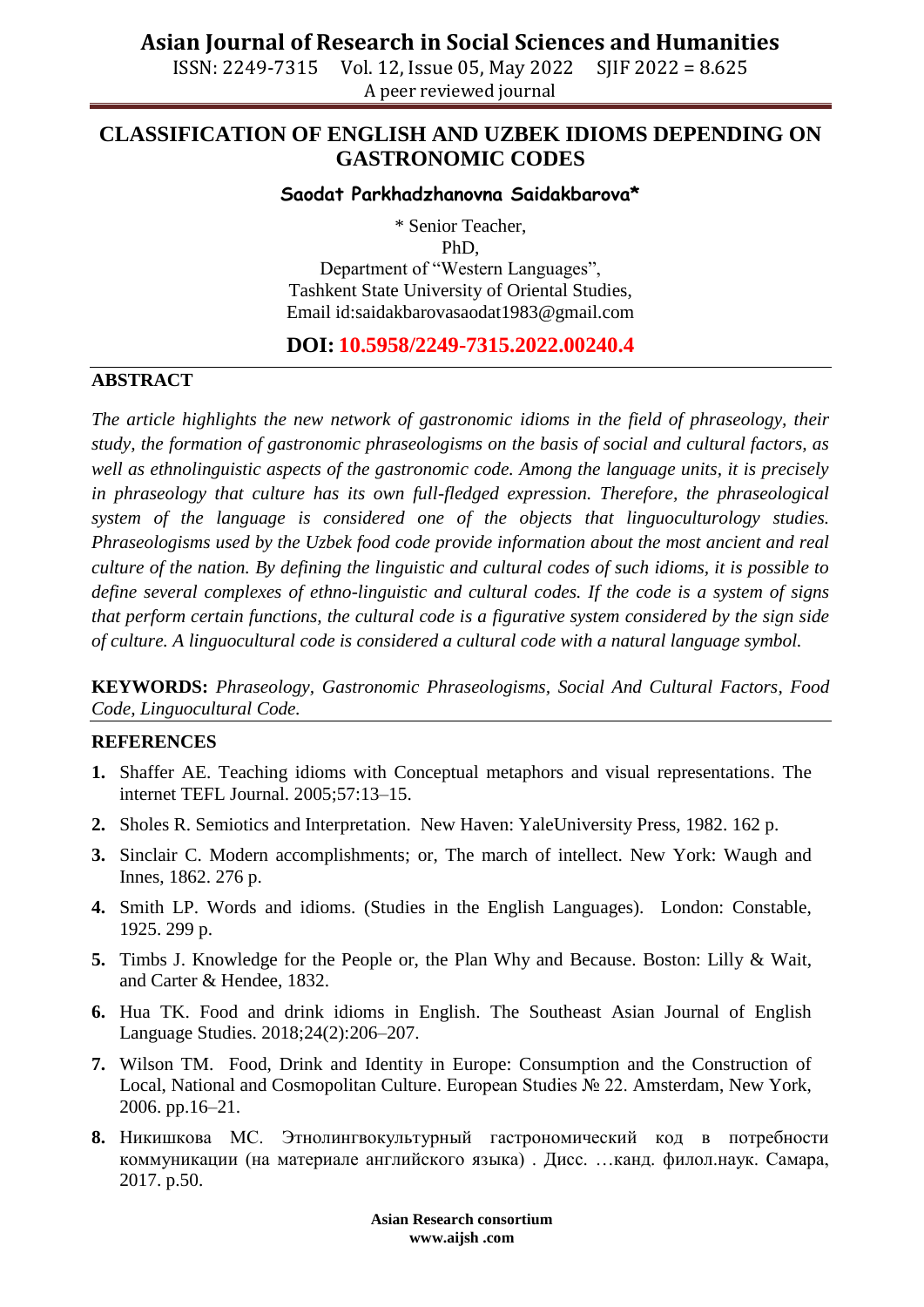# CLASSIFICATION OF ENGLISH AND UZBEK IDIOMS DEPENDING ON GASTRONOMIC CODES

**Saodat Parkhadzhanovna Saidakbarova***

\* Senior Teacher,
PhD,
Department of "Western Languages",
Tashkent State University of Oriental Studies,
Email id:saidakbarovasaodat1983@gmail.com

**DOI: 10.5958/2249-7315.2022.00240.4**

## ABSTRACT

*The article highlights the new network of gastronomic idioms in the field of phraseology, their study, the formation of gastronomic phraseologisms on the basis of social and cultural factors, as well as ethnolinguistic aspects of the gastronomic code. Among the language units, it is precisely in phraseology that culture has its own full-fledged expression. Therefore, the phraseological system of the language is considered one of the objects that linguoculturology studies. Phraseologisms used by the Uzbek food code provide information about the most ancient and real culture of the nation. By defining the linguistic and cultural codes of such idioms, it is possible to define several complexes of ethno-linguistic and cultural codes. If the code is a system of signs that perform certain functions, the cultural code is a figurative system considered by the sign side of culture. A linguocultural code is considered a cultural code with a natural language symbol.*

**KEYWORDS:** *Phraseology, Gastronomic Phraseologisms, Social And Cultural Factors, Food Code, Linguocultural Code.*

## REFERENCES

1. Shaffer AE. Teaching idioms with Conceptual metaphors and visual representations. The internet TEFL Journal. 2005;57:13–15.
2. Sholes R. Semiotics and Interpretation. New Haven: YaleUniversity Press, 1982. 162 p.
3. Sinclair C. Modern accomplishments; or, The march of intellect. New York: Waugh and Innes, 1862. 276 p.
4. Smith LP. Words and idioms. (Studies in the English Languages). London: Constable, 1925. 299 p.
5. Timbs J. Knowledge for the People or, the Plan Why and Because. Boston: Lilly & Wait, and Carter & Hendee, 1832.
6. Hua TK. Food and drink idioms in English. The Southeast Asian Journal of English Language Studies. 2018;24(2):206–207.
7. Wilson TM. Food, Drink and Identity in Europe: Consumption and the Construction of Local, National and Cosmopolitan Culture. European Studies № 22. Amsterdam, New York, 2006. pp.16–21.
8. Никишкова МС. Этнолингвокультурный гастрономический код в потребности коммуникации (на материале английского языка) . Дисс. …канд. филол.наук. Самара, 2017. p.50.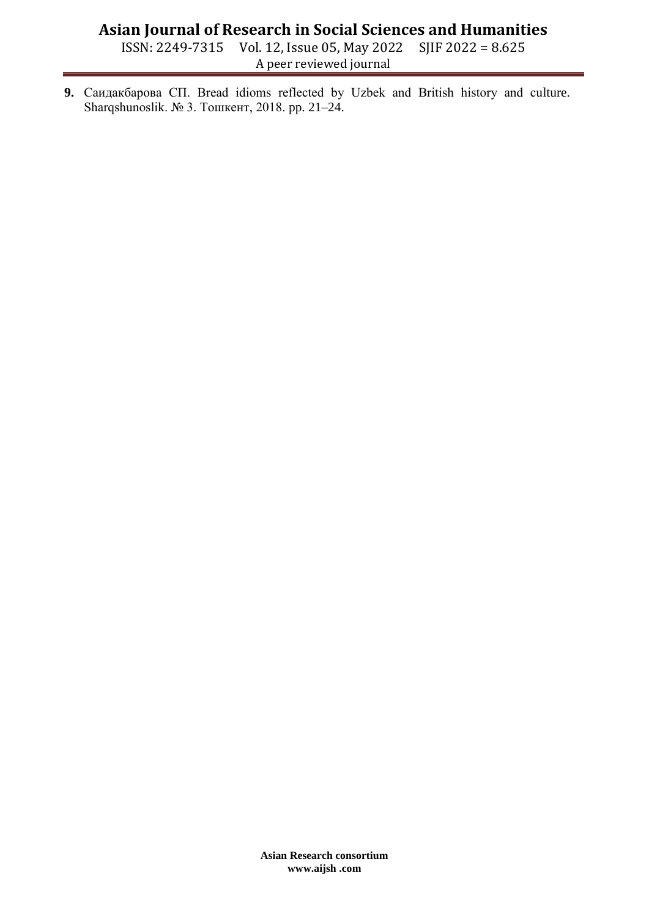9. Саидакбарова СП. Bread idioms reflected by Uzbek and British history and culture. Sharqshunoslik. № 3. Тошкент, 2018. pp. 21–24.